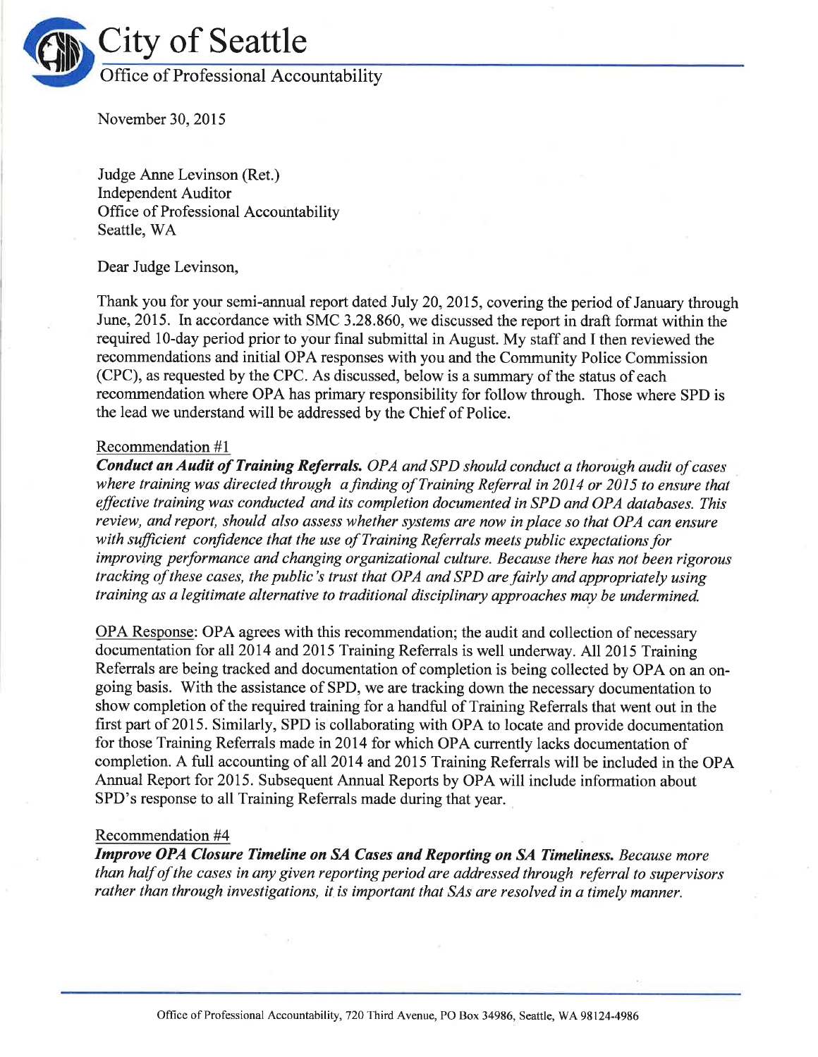# City of Seattle

## Office of Professional Accountability

November 30, 2015

Judge Anne Levinson (Ret.)
Independent Auditor
Office of Professional Accountability
Seattle, WA

Dear Judge Levinson,

Thank you for your semi-annual report dated July 20, 2015, covering the period of January through June, 2015. In accordance with SMC 3.28.860, we discussed the report in draft format within the required 10-day period prior to your final submittal in August. My staff and I then reviewed the recommendations and initial OPA responses with you and the Community Police Commission (CPC), as requested by the CPC. As discussed, below is a summary of the status of each recommendation where OPA has primary responsibility for follow through. Those where SPD is the lead we understand will be addressed by the Chief of Police.

Recommendation #1

***Conduct an Audit of Training Referrals.*** *OPA and SPD should conduct a thorough audit of cases where training was directed through a finding of Training Referral in 2014 or 2015 to ensure that effective training was conducted and its completion documented in SPD and OPA databases. This review, and report, should also assess whether systems are now in place so that OPA can ensure with sufficient confidence that the use of Training Referrals meets public expectations for improving performance and changing organizational culture. Because there has not been rigorous tracking of these cases, the public's trust that OPA and SPD are fairly and appropriately using training as a legitimate alternative to traditional disciplinary approaches may be undermined.*

OPA Response: OPA agrees with this recommendation; the audit and collection of necessary documentation for all 2014 and 2015 Training Referrals is well underway. All 2015 Training Referrals are being tracked and documentation of completion is being collected by OPA on an on-going basis. With the assistance of SPD, we are tracking down the necessary documentation to show completion of the required training for a handful of Training Referrals that went out in the first part of 2015. Similarly, SPD is collaborating with OPA to locate and provide documentation for those Training Referrals made in 2014 for which OPA currently lacks documentation of completion. A full accounting of all 2014 and 2015 Training Referrals will be included in the OPA Annual Report for 2015. Subsequent Annual Reports by OPA will include information about SPD's response to all Training Referrals made during that year.

Recommendation #4

***Improve OPA Closure Timeline on SA Cases and Reporting on SA Timeliness.*** *Because more than half of the cases in any given reporting period are addressed through referral to supervisors rather than through investigations, it is important that SAs are resolved in a timely manner.*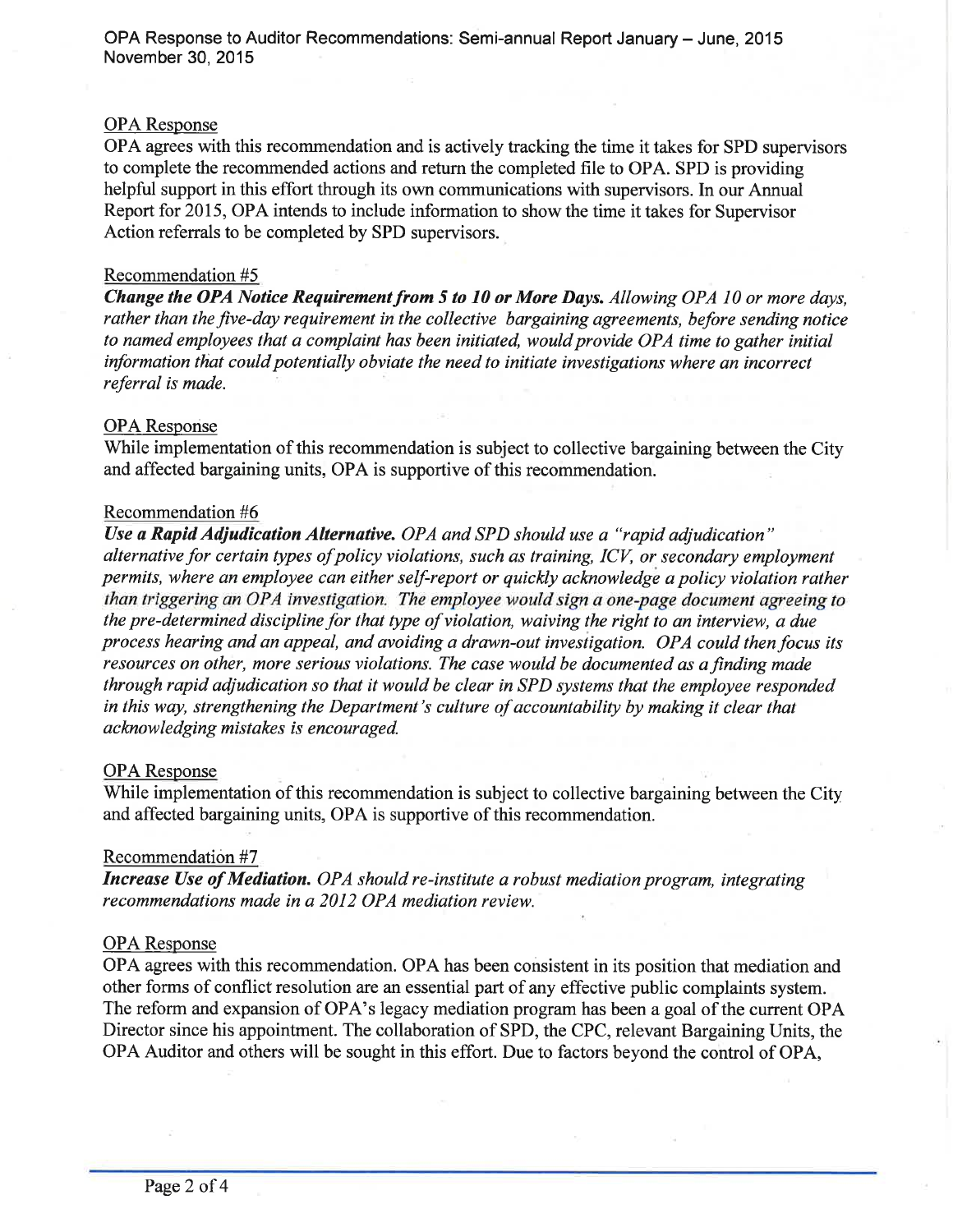OPA Response

OPA agrees with this recommendation and is actively tracking the time it takes for SPD supervisors to complete the recommended actions and return the completed file to OPA. SPD is providing helpful support in this effort through its own communications with supervisors. In our Annual Report for 2015, OPA intends to include information to show the time it takes for Supervisor Action referrals to be completed by SPD supervisors.

Recommendation #5

***Change the OPA Notice Requirement from 5 to 10 or More Days.*** *Allowing OPA 10 or more days, rather than the five-day requirement in the collective bargaining agreements, before sending notice to named employees that a complaint has been initiated, would provide OPA time to gather initial information that could potentially obviate the need to initiate investigations where an incorrect referral is made.*

OPA Response

While implementation of this recommendation is subject to collective bargaining between the City and affected bargaining units, OPA is supportive of this recommendation.

Recommendation #6

***Use a Rapid Adjudication Alternative.*** *OPA and SPD should use a "rapid adjudication" alternative for certain types of policy violations, such as training, ICV, or secondary employment permits, where an employee can either self-report or quickly acknowledge a policy violation rather than triggering an OPA investigation. The employee would sign a one-page document agreeing to the pre-determined discipline for that type of violation, waiving the right to an interview, a due process hearing and an appeal, and avoiding a drawn-out investigation. OPA could then focus its resources on other, more serious violations. The case would be documented as a finding made through rapid adjudication so that it would be clear in SPD systems that the employee responded in this way, strengthening the Department's culture of accountability by making it clear that acknowledging mistakes is encouraged.*

OPA Response

While implementation of this recommendation is subject to collective bargaining between the City and affected bargaining units, OPA is supportive of this recommendation.

Recommendation #7

***Increase Use of Mediation.*** *OPA should re-institute a robust mediation program, integrating recommendations made in a 2012 OPA mediation review.*

OPA Response

OPA agrees with this recommendation. OPA has been consistent in its position that mediation and other forms of conflict resolution are an essential part of any effective public complaints system. The reform and expansion of OPA's legacy mediation program has been a goal of the current OPA Director since his appointment. The collaboration of SPD, the CPC, relevant Bargaining Units, the OPA Auditor and others will be sought in this effort. Due to factors beyond the control of OPA,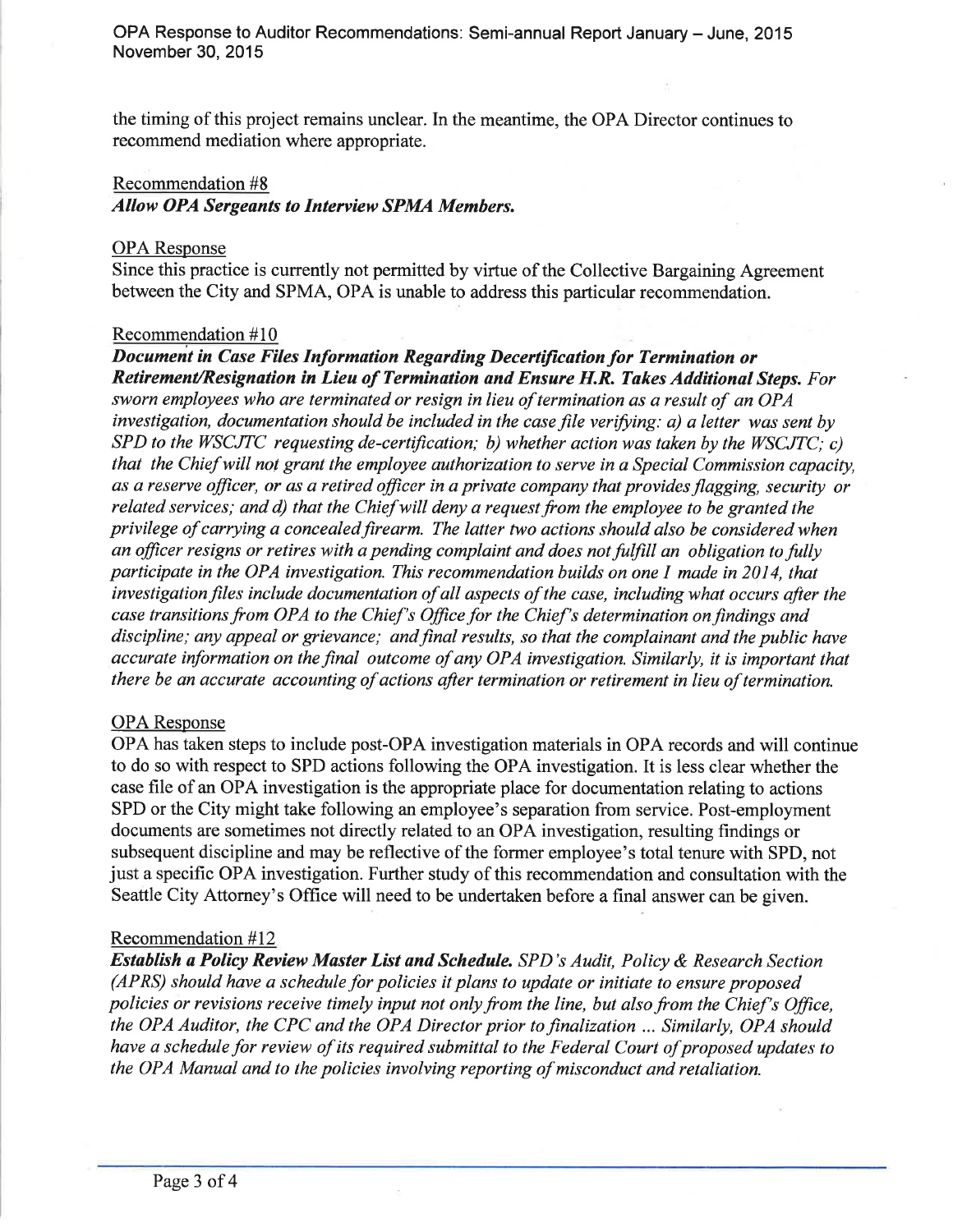the timing of this project remains unclear. In the meantime, the OPA Director continues to recommend mediation where appropriate.

Recommendation #8

***Allow OPA Sergeants to Interview SPMA Members.***

OPA Response

Since this practice is currently not permitted by virtue of the Collective Bargaining Agreement between the City and SPMA, OPA is unable to address this particular recommendation.

Recommendation #10

***Document in Case Files Information Regarding Decertification for Termination or Retirement/Resignation in Lieu of Termination and Ensure H.R. Takes Additional Steps.*** *For sworn employees who are terminated or resign in lieu of termination as a result of an OPA investigation, documentation should be included in the case file verifying: a) a letter was sent by SPD to the WSCJTC requesting de-certification; b) whether action was taken by the WSCJTC; c) that the Chief will not grant the employee authorization to serve in a Special Commission capacity, as a reserve officer, or as a retired officer in a private company that provides flagging, security or related services; and d) that the Chief will deny a request from the employee to be granted the privilege of carrying a concealed firearm. The latter two actions should also be considered when an officer resigns or retires with a pending complaint and does not fulfill an obligation to fully participate in the OPA investigation. This recommendation builds on one I made in 2014, that investigation files include documentation of all aspects of the case, including what occurs after the case transitions from OPA to the Chief's Office for the Chief's determination on findings and discipline; any appeal or grievance; and final results, so that the complainant and the public have accurate information on the final outcome of any OPA investigation. Similarly, it is important that there be an accurate accounting of actions after termination or retirement in lieu of termination.*

OPA Response

OPA has taken steps to include post-OPA investigation materials in OPA records and will continue to do so with respect to SPD actions following the OPA investigation. It is less clear whether the case file of an OPA investigation is the appropriate place for documentation relating to actions SPD or the City might take following an employee's separation from service. Post-employment documents are sometimes not directly related to an OPA investigation, resulting findings or subsequent discipline and may be reflective of the former employee's total tenure with SPD, not just a specific OPA investigation. Further study of this recommendation and consultation with the Seattle City Attorney's Office will need to be undertaken before a final answer can be given.

Recommendation #12

***Establish a Policy Review Master List and Schedule.*** *SPD's Audit, Policy & Research Section (APRS) should have a schedule for policies it plans to update or initiate to ensure proposed policies or revisions receive timely input not only from the line, but also from the Chief's Office, the OPA Auditor, the CPC and the OPA Director prior to finalization ... Similarly, OPA should have a schedule for review of its required submittal to the Federal Court of proposed updates to the OPA Manual and to the policies involving reporting of misconduct and retaliation.*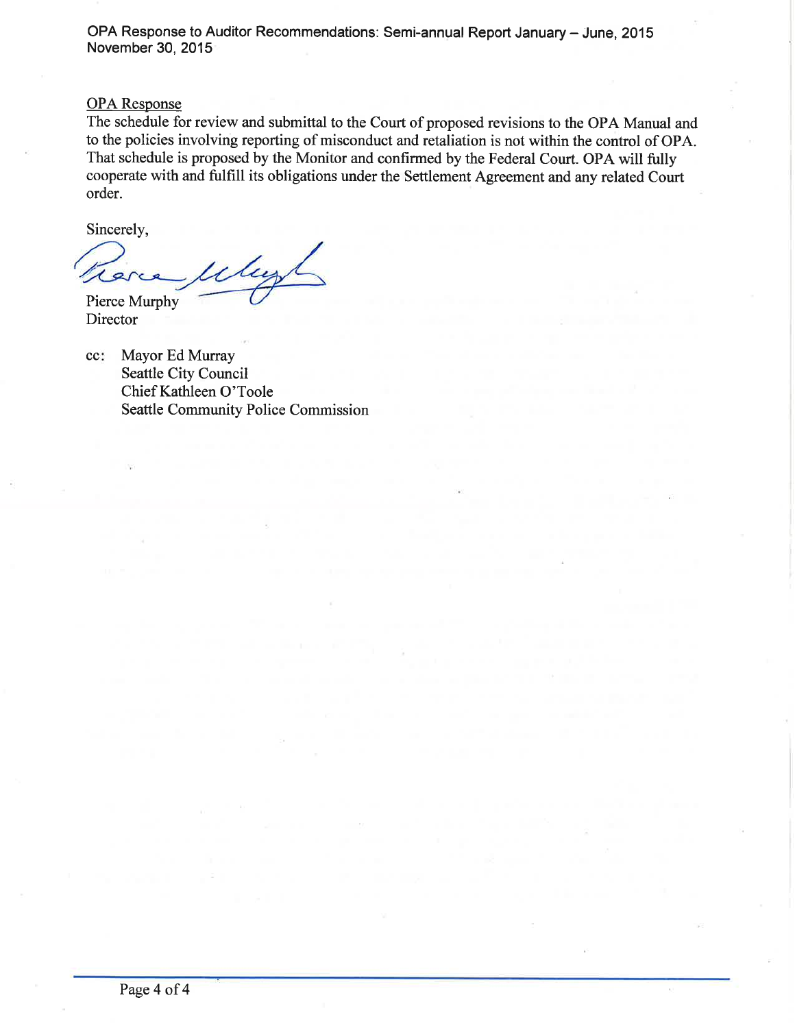OPA Response

The schedule for review and submittal to the Court of proposed revisions to the OPA Manual and to the policies involving reporting of misconduct and retaliation is not within the control of OPA. That schedule is proposed by the Monitor and confirmed by the Federal Court. OPA will fully cooperate with and fulfill its obligations under the Settlement Agreement and any related Court order.

Sincerely,

Pierce Murphy
Director

cc: Mayor Ed Murray
Seattle City Council
Chief Kathleen O'Toole
Seattle Community Police Commission